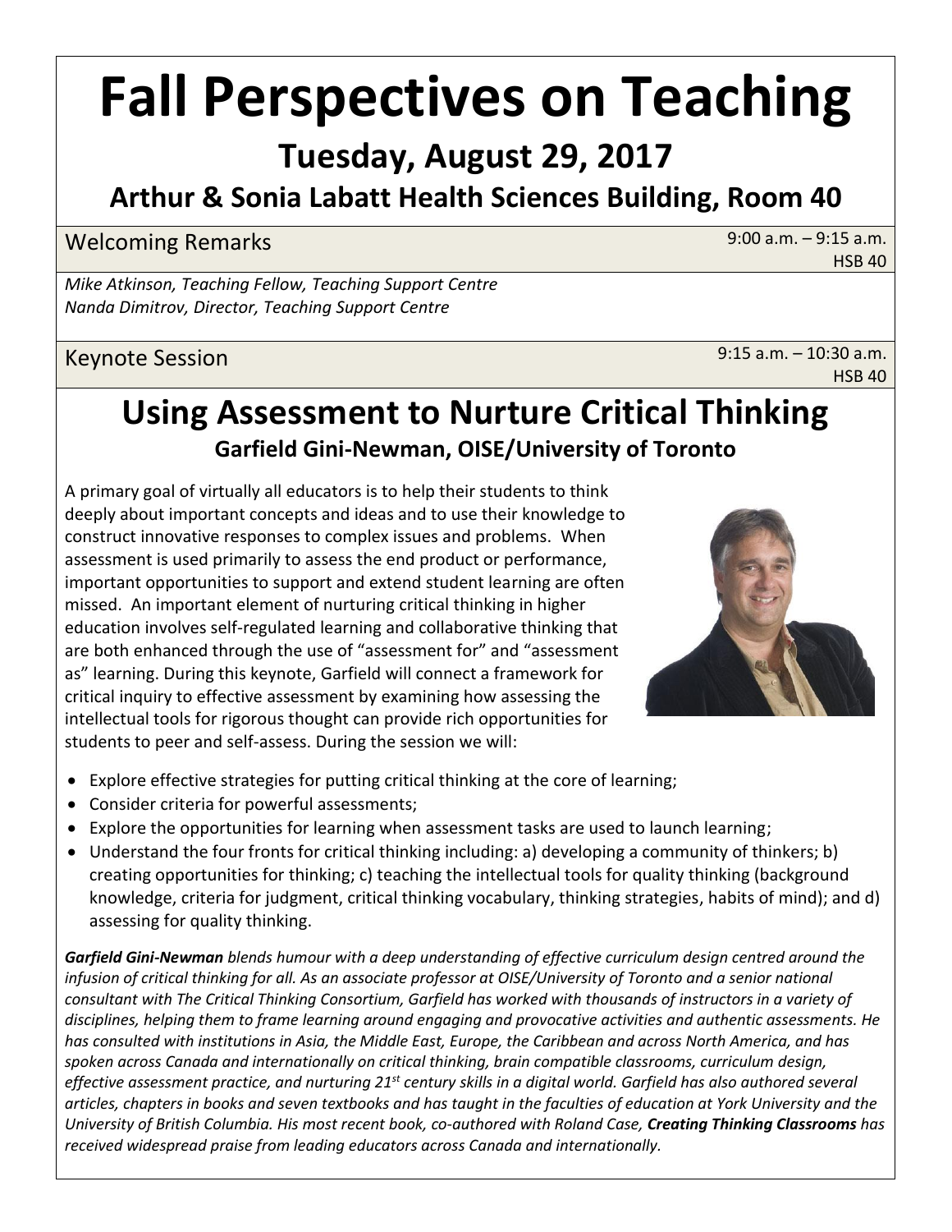# Fall Perspectives on Teaching

## Tuesday, August 29, 2017

### Arthur & Sonia Labatt Health Sciences Building, Room 40

Welcoming Remarks — 9:00 a.m. – 9:15 a.m. HSB 40

*Mike Atkinson, Teaching Fellow, Teaching Support Centre*
*Nanda Dimitrov, Director, Teaching Support Centre*

Keynote Session — 9:15 a.m. – 10:30 a.m. HSB 40

## Using Assessment to Nurture Critical Thinking

**Garfield Gini-Newman, OISE/University of Toronto**

A primary goal of virtually all educators is to help their students to think deeply about important concepts and ideas and to use their knowledge to construct innovative responses to complex issues and problems. When assessment is used primarily to assess the end product or performance, important opportunities to support and extend student learning are often missed. An important element of nurturing critical thinking in higher education involves self-regulated learning and collaborative thinking that are both enhanced through the use of "assessment for" and "assessment as" learning. During this keynote, Garfield will connect a framework for critical inquiry to effective assessment by examining how assessing the intellectual tools for rigorous thought can provide rich opportunities for students to peer and self-assess. During the session we will:

- Explore effective strategies for putting critical thinking at the core of learning;
- Consider criteria for powerful assessments;
- Explore the opportunities for learning when assessment tasks are used to launch learning;
- Understand the four fronts for critical thinking including: a) developing a community of thinkers; b) creating opportunities for thinking; c) teaching the intellectual tools for quality thinking (background knowledge, criteria for judgment, critical thinking vocabulary, thinking strategies, habits of mind); and d) assessing for quality thinking.

***Garfield Gini-Newman*** *blends humour with a deep understanding of effective curriculum design centred around the infusion of critical thinking for all. As an associate professor at OISE/University of Toronto and a senior national consultant with The Critical Thinking Consortium, Garfield has worked with thousands of instructors in a variety of disciplines, helping them to frame learning around engaging and provocative activities and authentic assessments. He has consulted with institutions in Asia, the Middle East, Europe, the Caribbean and across North America, and has spoken across Canada and internationally on critical thinking, brain compatible classrooms, curriculum design, effective assessment practice, and nurturing 21st century skills in a digital world. Garfield has also authored several articles, chapters in books and seven textbooks and has taught in the faculties of education at York University and the University of British Columbia. His most recent book, co-authored with Roland Case,* ***Creating Thinking Classrooms*** *has received widespread praise from leading educators across Canada and internationally.*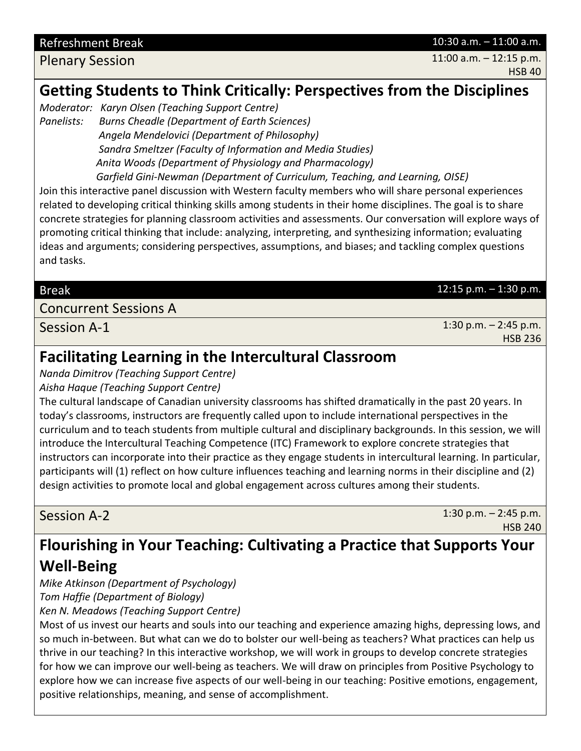Refreshment Break — 10:30 a.m. – 11:00 a.m.

Plenary Session — 11:00 a.m. – 12:15 p.m. — HSB 40

## Getting Students to Think Critically: Perspectives from the Disciplines

*Moderator: Karyn Olsen (Teaching Support Centre)*
*Panelists: Burns Cheadle (Department of Earth Sciences)*
*Angela Mendelovici (Department of Philosophy)*
*Sandra Smeltzer (Faculty of Information and Media Studies)*
*Anita Woods (Department of Physiology and Pharmacology)*
*Garfield Gini-Newman (Department of Curriculum, Teaching, and Learning, OISE)*

Join this interactive panel discussion with Western faculty members who will share personal experiences related to developing critical thinking skills among students in their home disciplines. The goal is to share concrete strategies for planning classroom activities and assessments. Our conversation will explore ways of promoting critical thinking that include: analyzing, interpreting, and synthesizing information; evaluating ideas and arguments; considering perspectives, assumptions, and biases; and tackling complex questions and tasks.

Break — 12:15 p.m. – 1:30 p.m.

Concurrent Sessions A

Session A-1 — 1:30 p.m. – 2:45 p.m. — HSB 236

## Facilitating Learning in the Intercultural Classroom

*Nanda Dimitrov (Teaching Support Centre)*
*Aisha Haque (Teaching Support Centre)*

The cultural landscape of Canadian university classrooms has shifted dramatically in the past 20 years. In today's classrooms, instructors are frequently called upon to include international perspectives in the curriculum and to teach students from multiple cultural and disciplinary backgrounds. In this session, we will introduce the Intercultural Teaching Competence (ITC) Framework to explore concrete strategies that instructors can incorporate into their practice as they engage students in intercultural learning. In particular, participants will (1) reflect on how culture influences teaching and learning norms in their discipline and (2) design activities to promote local and global engagement across cultures among their students.

Session A-2 — 1:30 p.m. – 2:45 p.m. — HSB 240

## Flourishing in Your Teaching: Cultivating a Practice that Supports Your Well-Being

*Mike Atkinson (Department of Psychology)*
*Tom Haffie (Department of Biology)*
*Ken N. Meadows (Teaching Support Centre)*

Most of us invest our hearts and souls into our teaching and experience amazing highs, depressing lows, and so much in-between. But what can we do to bolster our well-being as teachers? What practices can help us thrive in our teaching? In this interactive workshop, we will work in groups to develop concrete strategies for how we can improve our well-being as teachers. We will draw on principles from Positive Psychology to explore how we can increase five aspects of our well-being in our teaching: Positive emotions, engagement, positive relationships, meaning, and sense of accomplishment.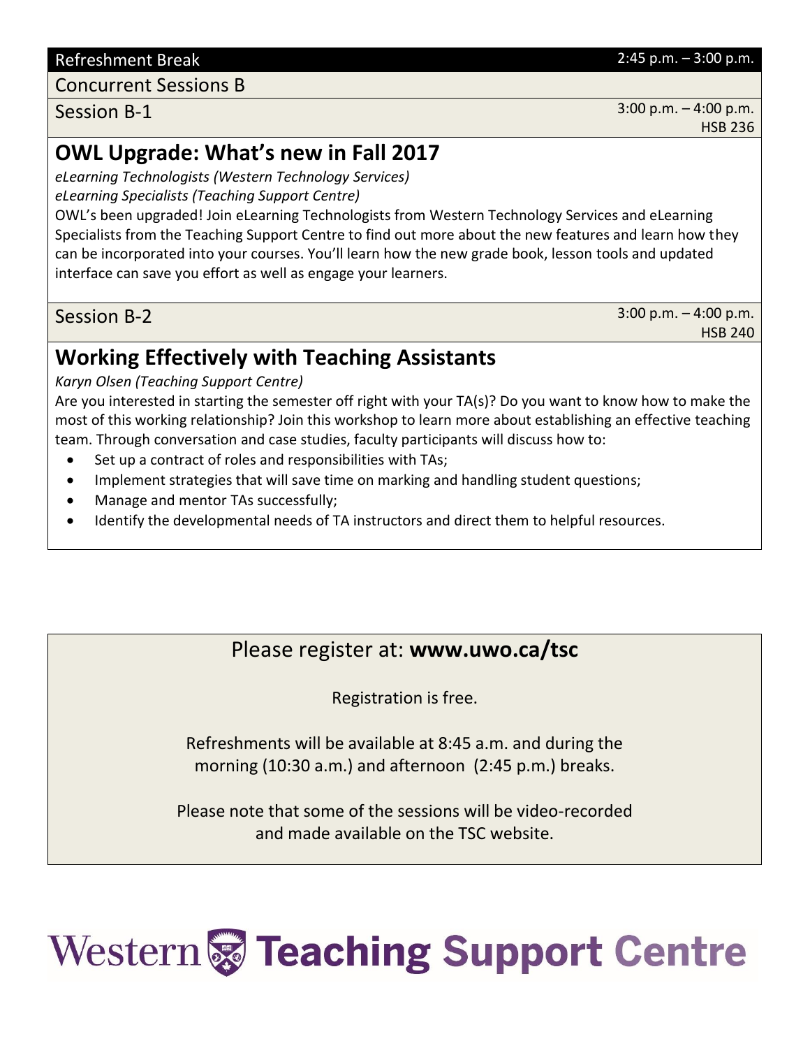Refreshment Break 2:45 p.m. – 3:00 p.m.

## Concurrent Sessions B

### Session B-1

3:00 p.m. – 4:00 p.m.
HSB 236

## OWL Upgrade: What's new in Fall 2017

*eLearning Technologists (Western Technology Services)*
*eLearning Specialists (Teaching Support Centre)*

OWL's been upgraded! Join eLearning Technologists from Western Technology Services and eLearning Specialists from the Teaching Support Centre to find out more about the new features and learn how they can be incorporated into your courses. You'll learn how the new grade book, lesson tools and updated interface can save you effort as well as engage your learners.

### Session B-2

3:00 p.m. – 4:00 p.m.
HSB 240

## Working Effectively with Teaching Assistants

*Karyn Olsen (Teaching Support Centre)*

Are you interested in starting the semester off right with your TA(s)? Do you want to know how to make the most of this working relationship? Join this workshop to learn more about establishing an effective teaching team. Through conversation and case studies, faculty participants will discuss how to:

- Set up a contract of roles and responsibilities with TAs;
- Implement strategies that will save time on marking and handling student questions;
- Manage and mentor TAs successfully;
- Identify the developmental needs of TA instructors and direct them to helpful resources.

Please register at: **www.uwo.ca/tsc**

Registration is free.

Refreshments will be available at 8:45 a.m. and during the morning (10:30 a.m.) and afternoon (2:45 p.m.) breaks.

Please note that some of the sessions will be video-recorded and made available on the TSC website.

Western Teaching Support Centre